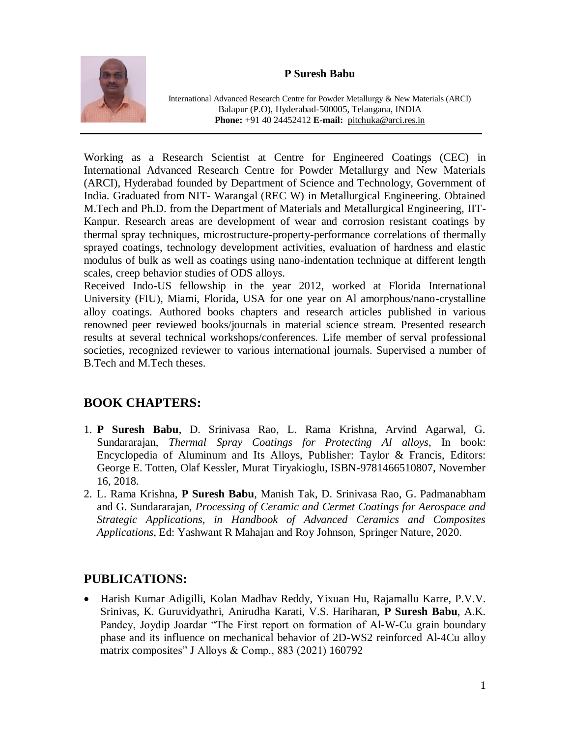**P Suresh Babu**

International Advanced Research Centre for Powder Metallurgy & New Materials (ARCI)
Balapur (P.O), Hyderabad-500005, Telangana, INDIA
**Phone:** +91 40 24452412 **E-mail:** pitchuka@arci.res.in

---

Working as a Research Scientist at Centre for Engineered Coatings (CEC) in International Advanced Research Centre for Powder Metallurgy and New Materials (ARCI), Hyderabad founded by Department of Science and Technology, Government of India. Graduated from NIT- Warangal (REC W) in Metallurgical Engineering. Obtained M.Tech and Ph.D. from the Department of Materials and Metallurgical Engineering, IIT-Kanpur. Research areas are development of wear and corrosion resistant coatings by thermal spray techniques, microstructure-property-performance correlations of thermally sprayed coatings, technology development activities, evaluation of hardness and elastic modulus of bulk as well as coatings using nano-indentation technique at different length scales, creep behavior studies of ODS alloys.

Received Indo-US fellowship in the year 2012, worked at Florida International University (FIU), Miami, Florida, USA for one year on Al amorphous/nano-crystalline alloy coatings. Authored books chapters and research articles published in various renowned peer reviewed books/journals in material science stream. Presented research results at several technical workshops/conferences. Life member of serval professional societies, recognized reviewer to various international journals. Supervised a number of B.Tech and M.Tech theses.

## BOOK CHAPTERS:

1. **P Suresh Babu**, D. Srinivasa Rao, L. Rama Krishna, Arvind Agarwal, G. Sundararajan, *Thermal Spray Coatings for Protecting Al alloys*, In book: Encyclopedia of Aluminum and Its Alloys, Publisher: Taylor & Francis, Editors: George E. Totten, Olaf Kessler, Murat Tiryakioglu, ISBN-9781466510807, November 16, 2018.
2. L. Rama Krishna, **P Suresh Babu**, Manish Tak, D. Srinivasa Rao, G. Padmanabham and G. Sundararajan, *Processing of Ceramic and Cermet Coatings for Aerospace and Strategic Applications, in Handbook of Advanced Ceramics and Composites Applications*, Ed: Yashwant R Mahajan and Roy Johnson, Springer Nature, 2020.

## PUBLICATIONS:

- Harish Kumar Adigilli, Kolan Madhav Reddy, Yixuan Hu, Rajamallu Karre, P.V.V. Srinivas, K. Guruvidyathri, Anirudha Karati, V.S. Hariharan, **P Suresh Babu**, A.K. Pandey, Joydip Joardar "The First report on formation of Al-W-Cu grain boundary phase and its influence on mechanical behavior of 2D-$WS_2$ reinforced Al-4Cu alloy matrix composites" J Alloys & Comp., 883 (2021) 160792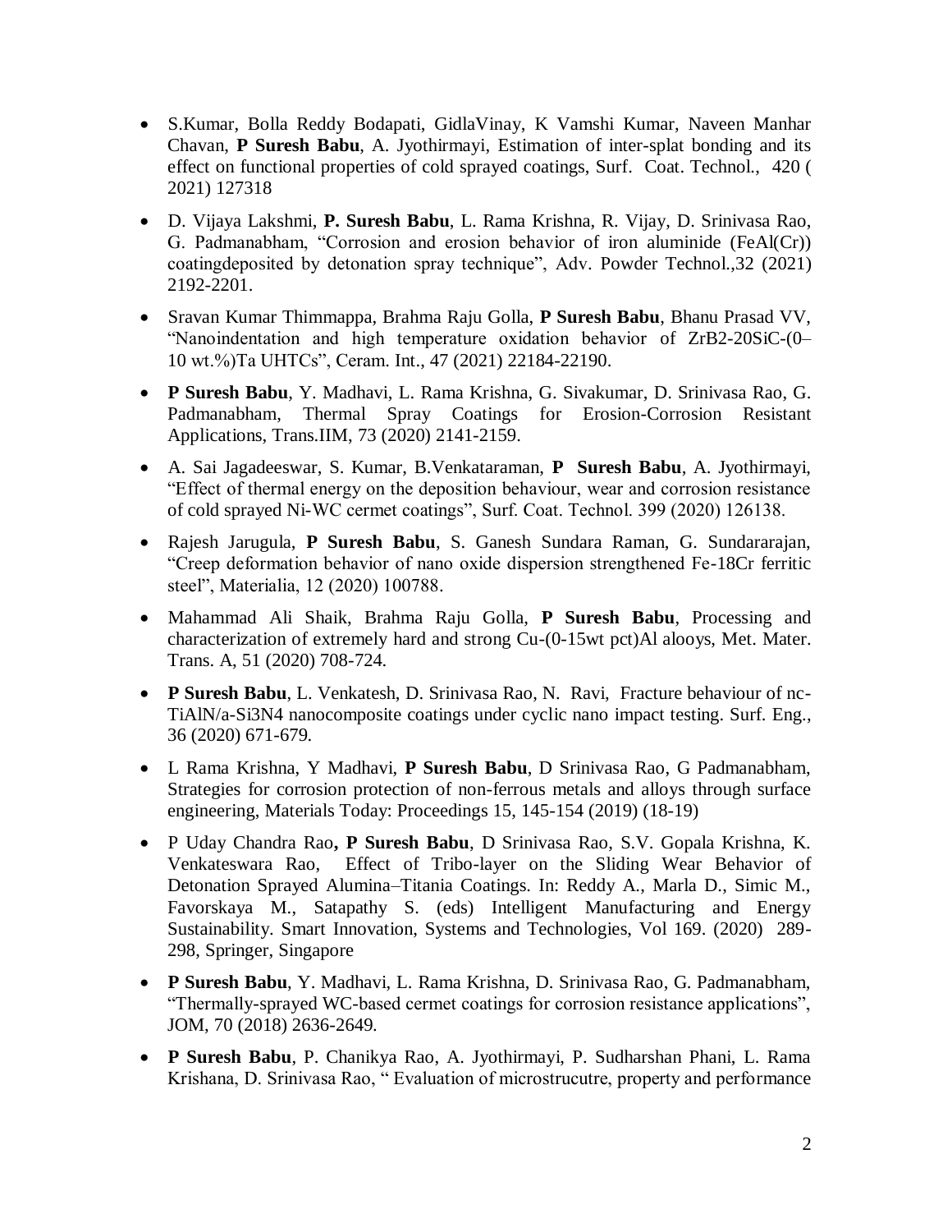- S.Kumar, Bolla Reddy Bodapati, GidlaVinay, K Vamshi Kumar, Naveen Manhar Chavan, **P Suresh Babu**, A. Jyothirmayi, Estimation of inter-splat bonding and its effect on functional properties of cold sprayed coatings, Surf. Coat. Technol., 420 ( 2021) 127318

- D. Vijaya Lakshmi, **P. Suresh Babu**, L. Rama Krishna, R. Vijay, D. Srinivasa Rao, G. Padmanabham, "Corrosion and erosion behavior of iron aluminide (FeAl(Cr)) coatingdeposited by detonation spray technique", Adv. Powder Technol.,32 (2021) 2192-2201.

- Sravan Kumar Thimmappa, Brahma Raju Golla, **P Suresh Babu**, Bhanu Prasad VV, "Nanoindentation and high temperature oxidation behavior of $ZrB_2$-20SiC-(0–10 wt.%)Ta UHTCs", Ceram. Int., 47 (2021) 22184-22190.

- **P Suresh Babu**, Y. Madhavi, L. Rama Krishna, G. Sivakumar, D. Srinivasa Rao, G. Padmanabham, Thermal Spray Coatings for Erosion-Corrosion Resistant Applications, Trans.IIM, 73 (2020) 2141-2159.

- A. Sai Jagadeeswar, S. Kumar, B.Venkataraman, **P Suresh Babu**, A. Jyothirmayi, "Effect of thermal energy on the deposition behaviour, wear and corrosion resistance of cold sprayed Ni-WC cermet coatings", Surf. Coat. Technol. 399 (2020) 126138.

- Rajesh Jarugula, **P Suresh Babu**, S. Ganesh Sundara Raman, G. Sundararajan, "Creep deformation behavior of nano oxide dispersion strengthened Fe-18Cr ferritic steel", Materialia, 12 (2020) 100788.

- Mahammad Ali Shaik, Brahma Raju Golla, **P Suresh Babu**, Processing and characterization of extremely hard and strong Cu-(0-15wt pct)Al alooys, Met. Mater. Trans. A, 51 (2020) 708-724.

- **P Suresh Babu**, L. Venkatesh, D. Srinivasa Rao, N. Ravi, Fracture behaviour of nc-TiAlN/a-$Si_3N_4$ nanocomposite coatings under cyclic nano impact testing. Surf. Eng., 36 (2020) 671-679.

- L Rama Krishna, Y Madhavi, **P Suresh Babu**, D Srinivasa Rao, G Padmanabham, Strategies for corrosion protection of non-ferrous metals and alloys through surface engineering, Materials Today: Proceedings 15, 145-154 (2019) (18-19)

- P Uday Chandra Rao**, P Suresh Babu**, D Srinivasa Rao, S.V. Gopala Krishna, K. Venkateswara Rao, Effect of Tribo-layer on the Sliding Wear Behavior of Detonation Sprayed Alumina–Titania Coatings. In: Reddy A., Marla D., Simic M., Favorskaya M., Satapathy S. (eds) Intelligent Manufacturing and Energy Sustainability. Smart Innovation, Systems and Technologies, Vol 169. (2020) 289-298, Springer, Singapore

- **P Suresh Babu**, Y. Madhavi, L. Rama Krishna, D. Srinivasa Rao, G. Padmanabham, "Thermally-sprayed WC-based cermet coatings for corrosion resistance applications", JOM, 70 (2018) 2636-2649.

- **P Suresh Babu**, P. Chanikya Rao, A. Jyothirmayi, P. Sudharshan Phani, L. Rama Krishana, D. Srinivasa Rao, " Evaluation of microstrucutre, property and performance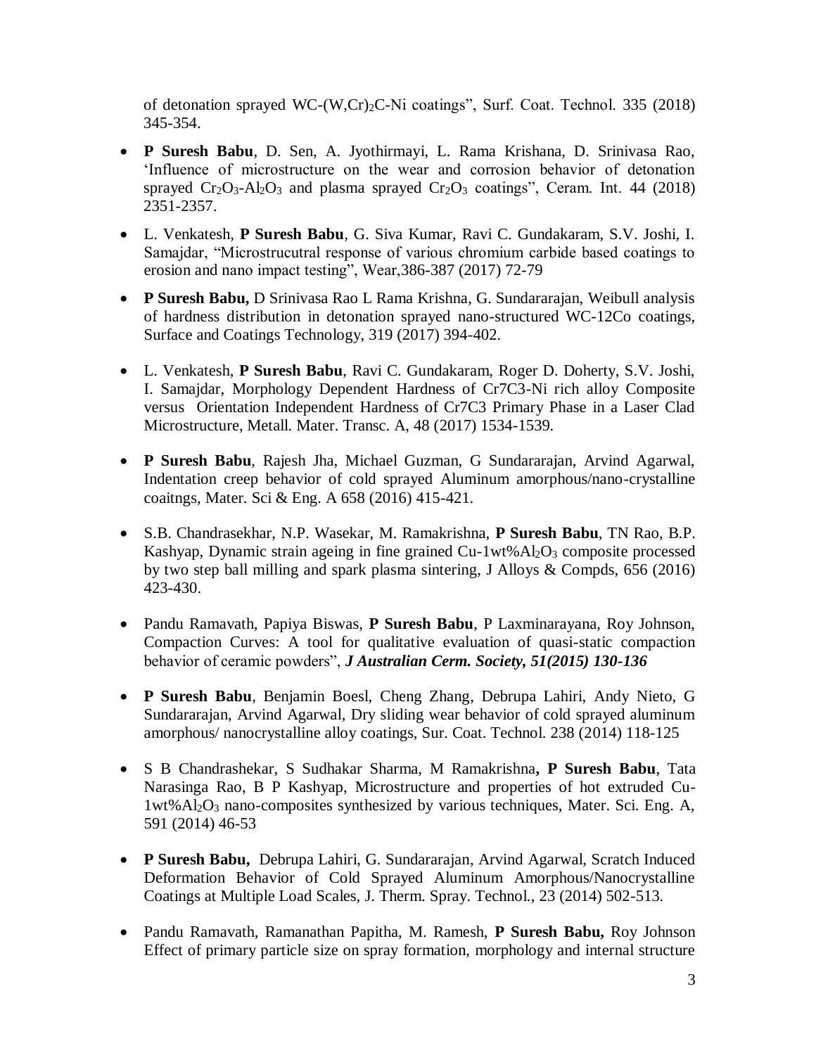of detonation sprayed WC-$(W,Cr)_2C$-Ni coatings", Surf. Coat. Technol. 335 (2018) 345-354.

- **P Suresh Babu**, D. Sen, A. Jyothirmayi, L. Rama Krishana, D. Srinivasa Rao, 'Influence of microstructure on the wear and corrosion behavior of detonation sprayed $Cr_2O_3$-$Al_2O_3$ and plasma sprayed $Cr_2O_3$ coatings", Ceram. Int. 44 (2018) 2351-2357.

- L. Venkatesh, **P Suresh Babu**, G. Siva Kumar, Ravi C. Gundakaram, S.V. Joshi, I. Samajdar, "Microstrucutral response of various chromium carbide based coatings to erosion and nano impact testing", Wear,386-387 (2017) 72-79

- **P Suresh Babu,** D Srinivasa Rao L Rama Krishna, G. Sundararajan, Weibull analysis of hardness distribution in detonation sprayed nano-structured WC-12Co coatings, Surface and Coatings Technology, 319 (2017) 394-402.

- L. Venkatesh, **P Suresh Babu**, Ravi C. Gundakaram, Roger D. Doherty, S.V. Joshi, I. Samajdar, Morphology Dependent Hardness of Cr7C3-Ni rich alloy Composite versus Orientation Independent Hardness of Cr7C3 Primary Phase in a Laser Clad Microstructure, Metall. Mater. Transc. A, 48 (2017) 1534-1539.

- **P Suresh Babu**, Rajesh Jha, Michael Guzman, G Sundararajan, Arvind Agarwal, Indentation creep behavior of cold sprayed Aluminum amorphous/nano-crystalline coaitngs, Mater. Sci & Eng. A 658 (2016) 415-421.

- S.B. Chandrasekhar, N.P. Wasekar, M. Ramakrishna, **P Suresh Babu**, TN Rao, B.P. Kashyap, Dynamic strain ageing in fine grained Cu-1wt%$Al_2O_3$ composite processed by two step ball milling and spark plasma sintering, J Alloys & Compds, 656 (2016) 423-430.

- Pandu Ramavath, Papiya Biswas, **P Suresh Babu**, P Laxminarayana, Roy Johnson, Compaction Curves: A tool for qualitative evaluation of quasi-static compaction behavior of ceramic powders", ***J Australian Cerm. Society, 51(2015) 130-136***

- **P Suresh Babu**, Benjamin Boesl, Cheng Zhang, Debrupa Lahiri, Andy Nieto, G Sundararajan, Arvind Agarwal, Dry sliding wear behavior of cold sprayed aluminum amorphous/ nanocrystalline alloy coatings, Sur. Coat. Technol. 238 (2014) 118-125

- S B Chandrashekar, S Sudhakar Sharma, M Ramakrishna**, P Suresh Babu**, Tata Narasinga Rao, B P Kashyap, Microstructure and properties of hot extruded Cu-1wt%$Al_2O_3$ nano-composites synthesized by various techniques, Mater. Sci. Eng. A, 591 (2014) 46-53

- **P Suresh Babu,** Debrupa Lahiri, G. Sundararajan, Arvind Agarwal, Scratch Induced Deformation Behavior of Cold Sprayed Aluminum Amorphous/Nanocrystalline Coatings at Multiple Load Scales, J. Therm. Spray. Technol., 23 (2014) 502-513.

- Pandu Ramavath, Ramanathan Papitha, M. Ramesh, **P Suresh Babu,** Roy Johnson Effect of primary particle size on spray formation, morphology and internal structure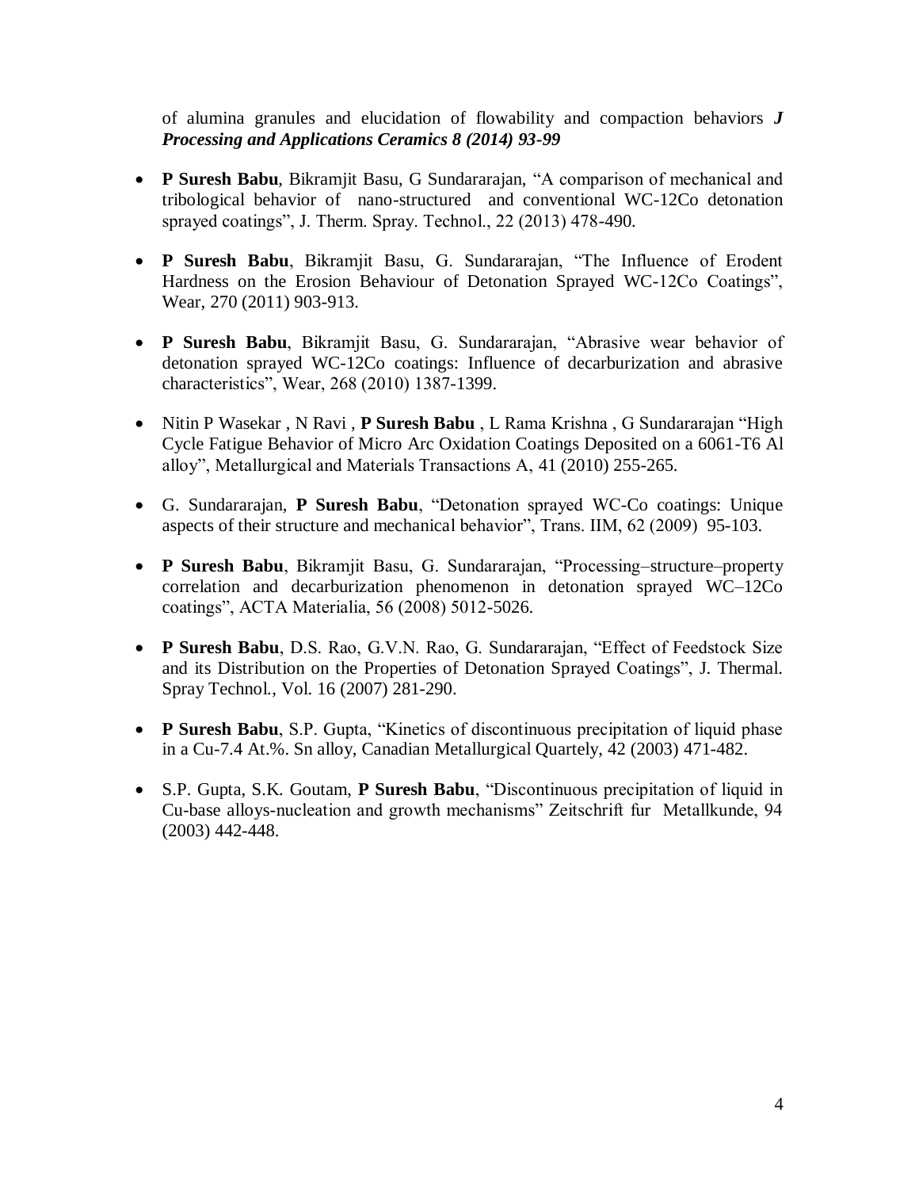of alumina granules and elucidation of flowability and compaction behaviors ***J Processing and Applications Ceramics 8 (2014) 93-99***

- **P Suresh Babu**, Bikramjit Basu, G Sundararajan, "A comparison of mechanical and tribological behavior of nano-structured and conventional WC-12Co detonation sprayed coatings", J. Therm. Spray. Technol., 22 (2013) 478-490.

- **P Suresh Babu**, Bikramjit Basu, G. Sundararajan, "The Influence of Erodent Hardness on the Erosion Behaviour of Detonation Sprayed WC-12Co Coatings", Wear, 270 (2011) 903-913.

- **P Suresh Babu**, Bikramjit Basu, G. Sundararajan, "Abrasive wear behavior of detonation sprayed WC-12Co coatings: Influence of decarburization and abrasive characteristics", Wear, 268 (2010) 1387-1399.

- Nitin P Wasekar , N Ravi , **P Suresh Babu** , L Rama Krishna , G Sundararajan "High Cycle Fatigue Behavior of Micro Arc Oxidation Coatings Deposited on a 6061-T6 Al alloy", Metallurgical and Materials Transactions A, 41 (2010) 255-265.

- G. Sundararajan, **P Suresh Babu**, "Detonation sprayed WC-Co coatings: Unique aspects of their structure and mechanical behavior", Trans. IIM, 62 (2009) 95-103.

- **P Suresh Babu**, Bikramjit Basu, G. Sundararajan, "Processing–structure–property correlation and decarburization phenomenon in detonation sprayed WC–12Co coatings", ACTA Materialia, 56 (2008) 5012-5026.

- **P Suresh Babu**, D.S. Rao, G.V.N. Rao, G. Sundararajan, "Effect of Feedstock Size and its Distribution on the Properties of Detonation Sprayed Coatings", J. Thermal. Spray Technol., Vol. 16 (2007) 281-290.

- **P Suresh Babu**, S.P. Gupta, "Kinetics of discontinuous precipitation of liquid phase in a Cu-7.4 At.%. Sn alloy, Canadian Metallurgical Quartely, 42 (2003) 471-482.

- S.P. Gupta, S.K. Goutam, **P Suresh Babu**, "Discontinuous precipitation of liquid in Cu-base alloys-nucleation and growth mechanisms" Zeitschrift fur Metallkunde, 94 (2003) 442-448.